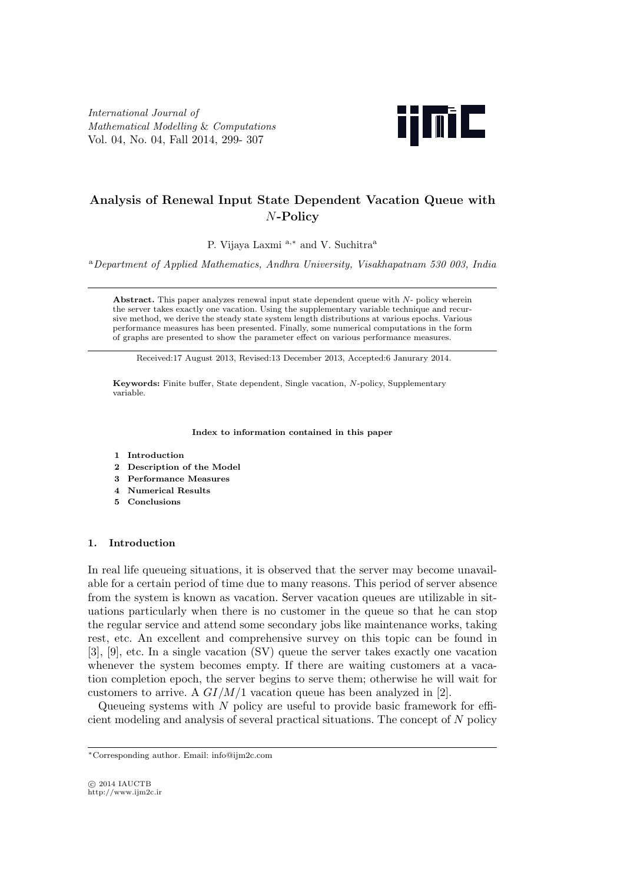*International Journal of Mathematical Modelling & Computations*
Vol. 04, No. 04, Fall 2014, 299- 307

# Analysis of Renewal Input State Dependent Vacation Queue with $N$-Policy

P. Vijaya Laxmi [a,*] and V. Suchitra[a]

[a]*Department of Applied Mathematics, Andhra University, Visakhapatnam 530 003, India*

---

**Abstract.** This paper analyzes renewal input state dependent queue with $N$- policy wherein the server takes exactly one vacation. Using the supplementary variable technique and recursive method, we derive the steady state system length distributions at various epochs. Various performance measures has been presented. Finally, some numerical computations in the form of graphs are presented to show the parameter effect on various performance measures.

---

Received:17 August 2013, Revised:13 December 2013, Accepted:6 Janurary 2014.

**Keywords:** Finite buffer, State dependent, Single vacation, $N$-policy, Supplementary variable.

**Index to information contained in this paper**

1. **Introduction**
2. **Description of the Model**
3. **Performance Measures**
4. **Numerical Results**
5. **Conclusions**

## 1. Introduction

In real life queueing situations, it is observed that the server may become unavailable for a certain period of time due to many reasons. This period of server absence from the system is known as vacation. Server vacation queues are utilizable in situations particularly when there is no customer in the queue so that he can stop the regular service and attend some secondary jobs like maintenance works, taking rest, etc. An excellent and comprehensive survey on this topic can be found in [3], [9], etc. In a single vacation (SV) queue the server takes exactly one vacation whenever the system becomes empty. If there are waiting customers at a vacation completion epoch, the server begins to serve them; otherwise he will wait for customers to arrive. A $GI/M/1$ vacation queue has been analyzed in [2].

Queueing systems with $N$ policy are useful to provide basic framework for efficient modeling and analysis of several practical situations. The concept of $N$ policy

---

*Corresponding author. Email: info@ijm2c.com

© 2014 IAUCTB
http://www.ijm2c.ir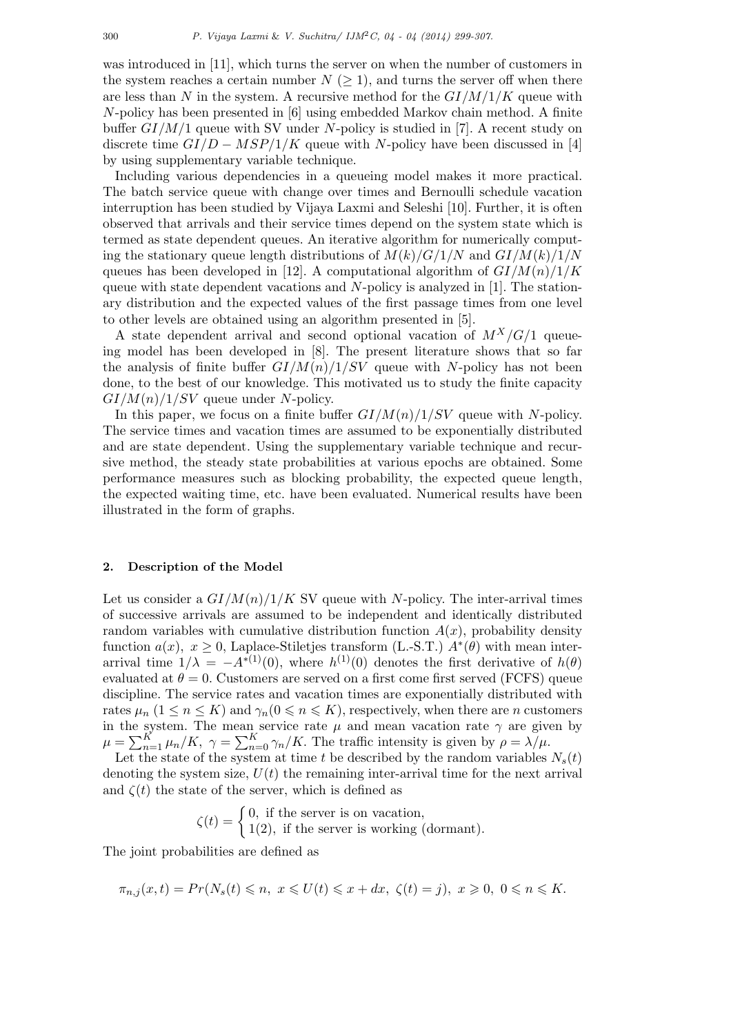was introduced in [11], which turns the server on when the number of customers in the system reaches a certain number $N$ $(\geq 1)$, and turns the server off when there are less than $N$ in the system. A recursive method for the $GI/M/1/K$ queue with $N$-policy has been presented in [6] using embedded Markov chain method. A finite buffer $GI/M/1$ queue with SV under $N$-policy is studied in [7]. A recent study on discrete time $GI/D-MSP/1/K$ queue with $N$-policy have been discussed in [4] by using supplementary variable technique.

Including various dependencies in a queueing model makes it more practical. The batch service queue with change over times and Bernoulli schedule vacation interruption has been studied by Vijaya Laxmi and Seleshi [10]. Further, it is often observed that arrivals and their service times depend on the system state which is termed as state dependent queues. An iterative algorithm for numerically computing the stationary queue length distributions of $M(k)/G/1/N$ and $GI/M(k)/1/N$ queues has been developed in [12]. A computational algorithm of $GI/M(n)/1/K$ queue with state dependent vacations and $N$-policy is analyzed in [1]. The stationary distribution and the expected values of the first passage times from one level to other levels are obtained using an algorithm presented in [5].

A state dependent arrival and second optional vacation of $M^X/G/1$ queueing model has been developed in [8]. The present literature shows that so far the analysis of finite buffer $GI/M(n)/1/SV$ queue with $N$-policy has not been done, to the best of our knowledge. This motivated us to study the finite capacity $GI/M(n)/1/SV$ queue under $N$-policy.

In this paper, we focus on a finite buffer $GI/M(n)/1/SV$ queue with $N$-policy. The service times and vacation times are assumed to be exponentially distributed and are state dependent. Using the supplementary variable technique and recursive method, the steady state probabilities at various epochs are obtained. Some performance measures such as blocking probability, the expected queue length, the expected waiting time, etc. have been evaluated. Numerical results have been illustrated in the form of graphs.

## 2. Description of the Model

Let us consider a $GI/M(n)/1/K$ SV queue with $N$-policy. The inter-arrival times of successive arrivals are assumed to be independent and identically distributed random variables with cumulative distribution function $A(x)$, probability density function $a(x),\ x \geq 0$, Laplace-Stiletjes transform (L.-S.T.) $A^*(\theta)$ with mean inter-arrival time $1/\lambda = -A^{*(1)}(0)$, where $h^{(1)}(0)$ denotes the first derivative of $h(\theta)$ evaluated at $\theta = 0$. Customers are served on a first come first served (FCFS) queue discipline. The service rates and vacation times are exponentially distributed with rates $\mu_n$ $(1 \leq n \leq K)$ and $\gamma_n (0 \leqslant n \leqslant K)$, respectively, when there are $n$ customers in the system. The mean service rate $\mu$ and mean vacation rate $\gamma$ are given by $\mu = \sum_{n=1}^{K} \mu_n/K,\ \gamma = \sum_{n=0}^{K} \gamma_n/K$. The traffic intensity is given by $\rho = \lambda/\mu$.

Let the state of the system at time $t$ be described by the random variables $N_s(t)$ denoting the system size, $U(t)$ the remaining inter-arrival time for the next arrival and $\zeta(t)$ the state of the server, which is defined as

$$\zeta(t) = \begin{cases} 0, & \text{if the server is on vacation,} \\ 1(2), & \text{if the server is working (dormant).} \end{cases}$$

The joint probabilities are defined as

$$\pi_{n,j}(x,t) = Pr(N_s(t) \leqslant n,\ x \leqslant U(t) \leqslant x + dx,\ \zeta(t) = j),\ x \geqslant 0,\ 0 \leqslant n \leqslant K.$$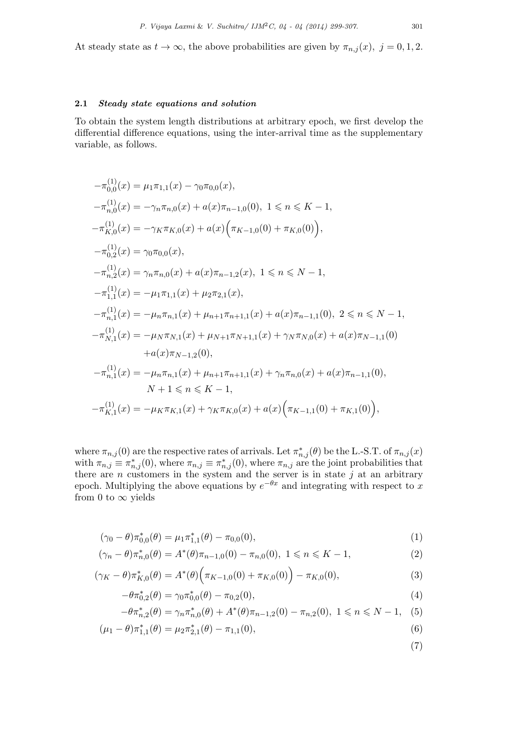At steady state as $t \to \infty$, the above probabilities are given by $\pi_{n,j}(x),\ j = 0, 1, 2$.

### 2.1 *Steady state equations and solution*

To obtain the system length distributions at arbitrary epoch, we first develop the differential difference equations, using the inter-arrival time as the supplementary variable, as follows.

$$
\begin{aligned}
-\pi^{(1)}_{0,0}(x) &= \mu_1 \pi_{1,1}(x) - \gamma_0 \pi_{0,0}(x),\\
-\pi^{(1)}_{n,0}(x) &= -\gamma_n \pi_{n,0}(x) + a(x)\pi_{n-1,0}(0),\ 1 \leqslant n \leqslant K-1,\\
-\pi^{(1)}_{K,0}(x) &= -\gamma_K \pi_{K,0}(x) + a(x)\Big(\pi_{K-1,0}(0) + \pi_{K,0}(0)\Big),\\
-\pi^{(1)}_{0,2}(x) &= \gamma_0 \pi_{0,0}(x),\\
-\pi^{(1)}_{n,2}(x) &= \gamma_n \pi_{n,0}(x) + a(x)\pi_{n-1,2}(x),\ 1 \leqslant n \leqslant N-1,\\
-\pi^{(1)}_{1,1}(x) &= -\mu_1 \pi_{1,1}(x) + \mu_2 \pi_{2,1}(x),\\
-\pi^{(1)}_{n,1}(x) &= -\mu_n \pi_{n,1}(x) + \mu_{n+1}\pi_{n+1,1}(x) + a(x)\pi_{n-1,1}(0),\ 2 \leqslant n \leqslant N-1,\\
-\pi^{(1)}_{N,1}(x) &= -\mu_N \pi_{N,1}(x) + \mu_{N+1}\pi_{N+1,1}(x) + \gamma_N \pi_{N,0}(x) + a(x)\pi_{N-1,1}(0)\\
&\quad + a(x)\pi_{N-1,2}(0),\\
-\pi^{(1)}_{n,1}(x) &= -\mu_n \pi_{n,1}(x) + \mu_{n+1}\pi_{n+1,1}(x) + \gamma_n \pi_{n,0}(x) + a(x)\pi_{n-1,1}(0),\\
&\quad N+1 \leqslant n \leqslant K-1,\\
-\pi^{(1)}_{K,1}(x) &= -\mu_K \pi_{K,1}(x) + \gamma_K \pi_{K,0}(x) + a(x)\Big(\pi_{K-1,1}(0) + \pi_{K,1}(0)\Big),
\end{aligned}
$$

where $\pi_{n,j}(0)$ are the respective rates of arrivals. Let $\pi^*_{n,j}(\theta)$ be the L.-S.T. of $\pi_{n,j}(x)$ with $\pi_{n,j} \equiv \pi^*_{n,j}(0)$, where $\pi_{n,j} \equiv \pi^*_{n,j}(0)$, where $\pi_{n,j}$ are the joint probabilities that there are $n$ customers in the system and the server is in state $j$ at an arbitrary epoch. Multiplying the above equations by $e^{-\theta x}$ and integrating with respect to $x$ from 0 to $\infty$ yields

$$
\begin{aligned}
(\gamma_0 - \theta)\pi^*_{0,0}(\theta) &= \mu_1 \pi^*_{1,1}(\theta) - \pi_{0,0}(0), && (1)\\
(\gamma_n - \theta)\pi^*_{n,0}(\theta) &= A^*(\theta)\pi_{n-1,0}(0) - \pi_{n,0}(0),\ 1 \leqslant n \leqslant K-1, && (2)\\
(\gamma_K - \theta)\pi^*_{K,0}(\theta) &= A^*(\theta)\Big(\pi_{K-1,0}(0) + \pi_{K,0}(0)\Big) - \pi_{K,0}(0), && (3)\\
-\theta \pi^*_{0,2}(\theta) &= \gamma_0 \pi^*_{0,0}(\theta) - \pi_{0,2}(0), && (4)\\
-\theta \pi^*_{n,2}(\theta) &= \gamma_n \pi^*_{n,0}(\theta) + A^*(\theta)\pi_{n-1,2}(0) - \pi_{n,2}(0),\ 1 \leqslant n \leqslant N-1, && (5)\\
(\mu_1 - \theta)\pi^*_{1,1}(\theta) &= \mu_2 \pi^*_{2,1}(\theta) - \pi_{1,1}(0), && (6)\\
& && (7)
\end{aligned}
$$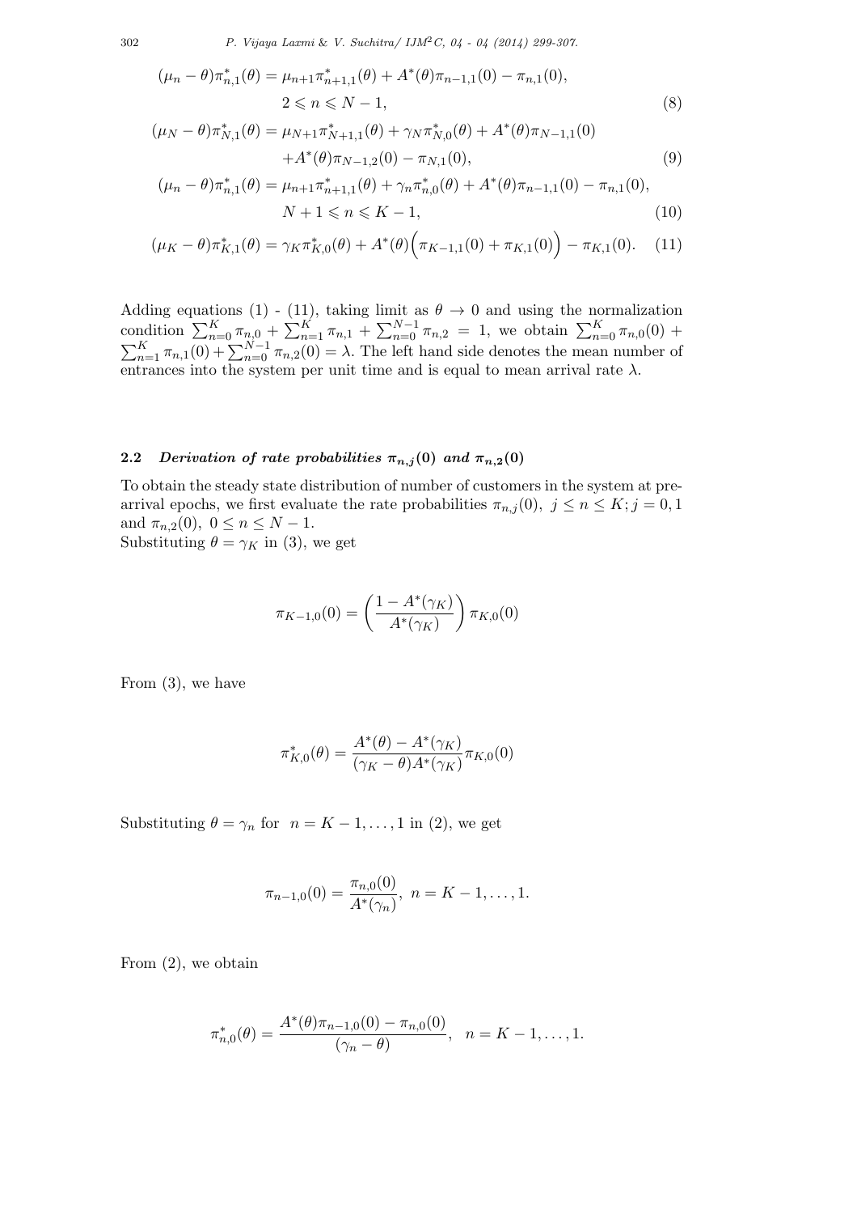$$(\mu_n - \theta)\pi^*_{n,1}(\theta) = \mu_{n+1}\pi^*_{n+1,1}(\theta) + A^*(\theta)\pi_{n-1,1}(0) - \pi_{n,1}(0),$$
$$2 \leqslant n \leqslant N-1, \tag{8}$$

$$(\mu_N - \theta)\pi^*_{N,1}(\theta) = \mu_{N+1}\pi^*_{N+1,1}(\theta) + \gamma_N \pi^*_{N,0}(\theta) + A^*(\theta)\pi_{N-1,1}(0)$$
$$+ A^*(\theta)\pi_{N-1,2}(0) - \pi_{N,1}(0), \tag{9}$$

$$(\mu_n - \theta)\pi^*_{n,1}(\theta) = \mu_{n+1}\pi^*_{n+1,1}(\theta) + \gamma_n \pi^*_{n,0}(\theta) + A^*(\theta)\pi_{n-1,1}(0) - \pi_{n,1}(0),$$
$$N+1 \leqslant n \leqslant K-1, \tag{10}$$

$$(\mu_K - \theta)\pi^*_{K,1}(\theta) = \gamma_K \pi^*_{K,0}(\theta) + A^*(\theta)\Big(\pi_{K-1,1}(0) + \pi_{K,1}(0)\Big) - \pi_{K,1}(0). \tag{11}$$

Adding equations (1) - (11), taking limit as $\theta \to 0$ and using the normalization condition $\sum_{n=0}^{K}\pi_{n,0} + \sum_{n=1}^{K}\pi_{n,1} + \sum_{n=0}^{N-1}\pi_{n,2} = 1$, we obtain $\sum_{n=0}^{K}\pi_{n,0}(0) + \sum_{n=1}^{K}\pi_{n,1}(0) + \sum_{n=0}^{N-1}\pi_{n,2}(0) = \lambda$. The left hand side denotes the mean number of entrances into the system per unit time and is equal to mean arrival rate $\lambda$.

### 2.2 *Derivation of rate probabilities $\pi_{n,j}(0)$ and $\pi_{n,2}(0)$*

To obtain the steady state distribution of number of customers in the system at pre-arrival epochs, we first evaluate the rate probabilities $\pi_{n,j}(0),\ j \leq n \leq K; j = 0, 1$ and $\pi_{n,2}(0),\ 0 \leq n \leq N-1$.

Substituting $\theta = \gamma_K$ in (3), we get

$$\pi_{K-1,0}(0) = \left(\frac{1 - A^*(\gamma_K)}{A^*(\gamma_K)}\right)\pi_{K,0}(0)$$

From (3), we have

$$\pi^*_{K,0}(\theta) = \frac{A^*(\theta) - A^*(\gamma_K)}{(\gamma_K - \theta)A^*(\gamma_K)}\pi_{K,0}(0)$$

Substituting $\theta = \gamma_n$ for $n = K-1, \ldots, 1$ in (2), we get

$$\pi_{n-1,0}(0) = \frac{\pi_{n,0}(0)}{A^*(\gamma_n)},\ n = K-1, \ldots, 1.$$

From (2), we obtain

$$\pi^*_{n,0}(\theta) = \frac{A^*(\theta)\pi_{n-1,0}(0) - \pi_{n,0}(0)}{(\gamma_n - \theta)},\quad n = K-1, \ldots, 1.$$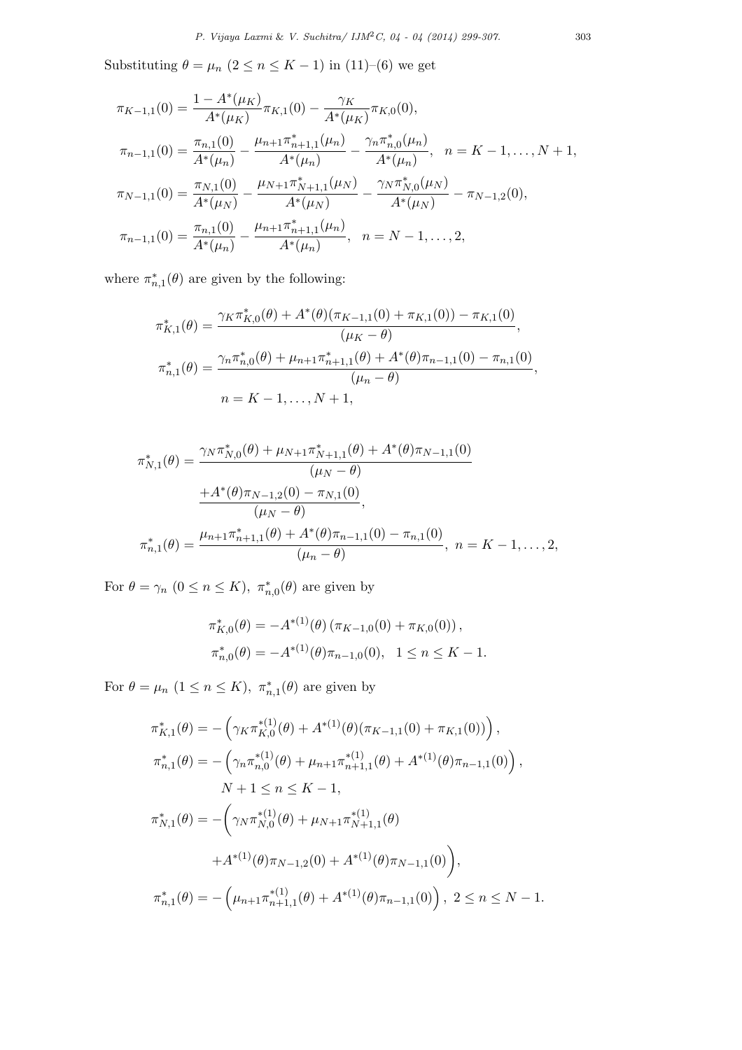Substituting $\theta = \mu_n$ $(2 \leq n \leq K-1)$ in (11)–(6) we get

$$
\begin{aligned}
\pi_{K-1,1}(0) &= \frac{1 - A^*(\mu_K)}{A^*(\mu_K)} \pi_{K,1}(0) - \frac{\gamma_K}{A^*(\mu_K)} \pi_{K,0}(0), \\
\pi_{n-1,1}(0) &= \frac{\pi_{n,1}(0)}{A^*(\mu_n)} - \frac{\mu_{n+1}\pi^*_{n+1,1}(\mu_n)}{A^*(\mu_n)} - \frac{\gamma_n \pi^*_{n,0}(\mu_n)}{A^*(\mu_n)}, \quad n = K-1, \ldots, N+1, \\
\pi_{N-1,1}(0) &= \frac{\pi_{N,1}(0)}{A^*(\mu_N)} - \frac{\mu_{N+1}\pi^*_{N+1,1}(\mu_N)}{A^*(\mu_N)} - \frac{\gamma_N \pi^*_{N,0}(\mu_N)}{A^*(\mu_N)} - \pi_{N-1,2}(0), \\
\pi_{n-1,1}(0) &= \frac{\pi_{n,1}(0)}{A^*(\mu_n)} - \frac{\mu_{n+1}\pi^*_{n+1,1}(\mu_n)}{A^*(\mu_n)}, \quad n = N-1, \ldots, 2,
\end{aligned}
$$

where $\pi^*_{n,1}(\theta)$ are given by the following:

$$
\begin{aligned}
\pi^*_{K,1}(\theta) &= \frac{\gamma_K \pi^*_{K,0}(\theta) + A^*(\theta)(\pi_{K-1,1}(0) + \pi_{K,1}(0)) - \pi_{K,1}(0)}{(\mu_K - \theta)}, \\
\pi^*_{n,1}(\theta) &= \frac{\gamma_n \pi^*_{n,0}(\theta) + \mu_{n+1}\pi^*_{n+1,1}(\theta) + A^*(\theta)\pi_{n-1,1}(0) - \pi_{n,1}(0)}{(\mu_n - \theta)}, \\
& \qquad n = K-1, \ldots, N+1,
\end{aligned}
$$

$$
\begin{aligned}
\pi^*_{N,1}(\theta) &= \frac{\gamma_N \pi^*_{N,0}(\theta) + \mu_{N+1}\pi^*_{N+1,1}(\theta) + A^*(\theta)\pi_{N-1,1}(0)}{(\mu_N - \theta)} \\
& \quad \frac{+ A^*(\theta)\pi_{N-1,2}(0) - \pi_{N,1}(0)}{(\mu_N - \theta)}, \\
\pi^*_{n,1}(\theta) &= \frac{\mu_{n+1}\pi^*_{n+1,1}(\theta) + A^*(\theta)\pi_{n-1,1}(0) - \pi_{n,1}(0)}{(\mu_n - \theta)}, \; n = K-1, \ldots, 2,
\end{aligned}
$$

For $\theta = \gamma_n$ $(0 \leq n \leq K)$, $\pi^*_{n,0}(\theta)$ are given by

$$
\begin{aligned}
\pi^*_{K,0}(\theta) &= -A^{*(1)}(\theta)\left(\pi_{K-1,0}(0) + \pi_{K,0}(0)\right), \\
\pi^*_{n,0}(\theta) &= -A^{*(1)}(\theta)\pi_{n-1,0}(0), \quad 1 \leq n \leq K-1.
\end{aligned}
$$

For $\theta = \mu_n$ $(1 \leq n \leq K)$, $\pi^*_{n,1}(\theta)$ are given by

$$
\begin{aligned}
\pi^*_{K,1}(\theta) &= -\left(\gamma_K \pi^{*(1)}_{K,0}(\theta) + A^{*(1)}(\theta)(\pi_{K-1,1}(0) + \pi_{K,1}(0))\right), \\
\pi^*_{n,1}(\theta) &= -\left(\gamma_n \pi^{*(1)}_{n,0}(\theta) + \mu_{n+1}\pi^{*(1)}_{n+1,1}(\theta) + A^{*(1)}(\theta)\pi_{n-1,1}(0)\right), \\
& \qquad N+1 \leq n \leq K-1, \\
\pi^*_{N,1}(\theta) &= -\bigg(\gamma_N \pi^{*(1)}_{N,0}(\theta) + \mu_{N+1}\pi^{*(1)}_{N+1,1}(\theta) \\
& \qquad + A^{*(1)}(\theta)\pi_{N-1,2}(0) + A^{*(1)}(\theta)\pi_{N-1,1}(0)\bigg), \\
\pi^*_{n,1}(\theta) &= -\left(\mu_{n+1}\pi^{*(1)}_{n+1,1}(\theta) + A^{*(1)}(\theta)\pi_{n-1,1}(0)\right), \; 2 \leq n \leq N-1.
\end{aligned}
$$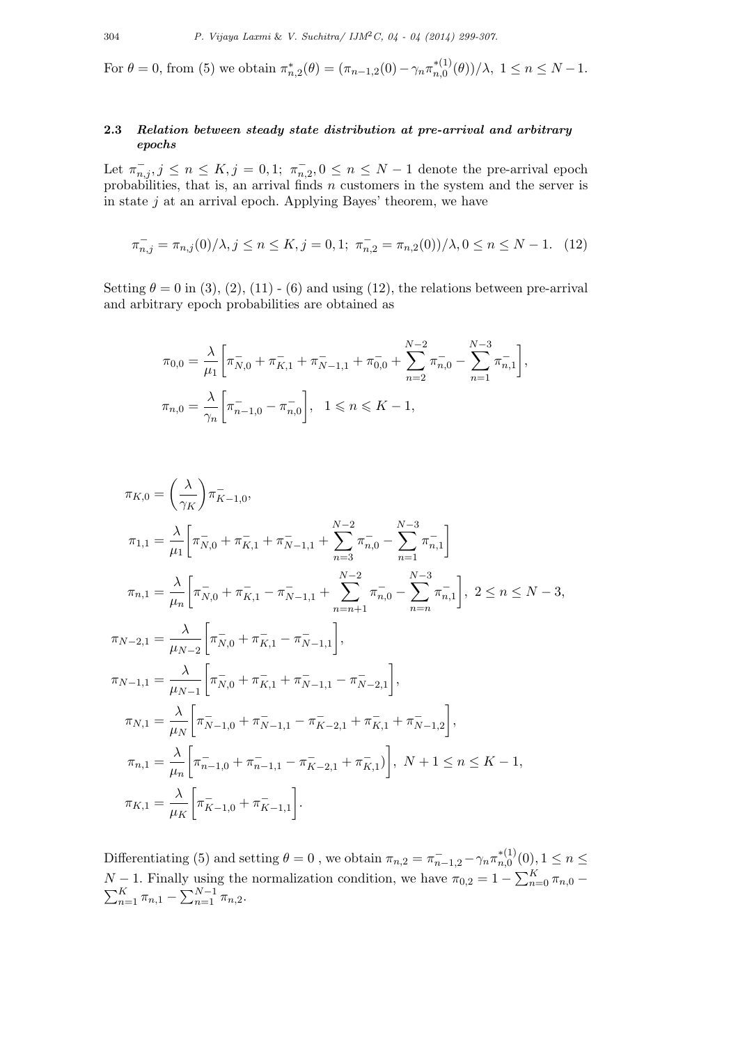For $\theta = 0$, from (5) we obtain $\pi^*_{n,2}(\theta) = (\pi_{n-1,2}(0) - \gamma_n \pi^{*(1)}_{n,0}(\theta))/\lambda,\ 1 \le n \le N-1$.

### 2.3 *Relation between steady state distribution at pre-arrival and arbitrary epochs*

Let $\pi^-_{n,j}, j \le n \le K, j = 0,1;\ \pi^-_{n,2}, 0 \le n \le N-1$ denote the pre-arrival epoch probabilities, that is, an arrival finds $n$ customers in the system and the server is in state $j$ at an arrival epoch. Applying Bayes' theorem, we have

$$\pi^-_{n,j} = \pi_{n,j}(0)/\lambda, j \le n \le K, j = 0,1;\ \pi^-_{n,2} = \pi_{n,2}(0))/\lambda, 0 \le n \le N-1. \quad (12)$$

Setting $\theta = 0$ in (3), (2), (11) - (6) and using (12), the relations between pre-arrival and arbitrary epoch probabilities are obtained as

$$\pi_{0,0} = \frac{\lambda}{\mu_1}\bigg[\pi^-_{N,0} + \pi^-_{K,1} + \pi^-_{N-1,1} + \pi^-_{0,0} + \sum_{n=2}^{N-2}\pi^-_{n,0} - \sum_{n=1}^{N-3}\pi^-_{n,1}\bigg],$$

$$\pi_{n,0} = \frac{\lambda}{\gamma_n}\bigg[\pi^-_{n-1,0} - \pi^-_{n,0}\bigg], \quad 1 \leqslant n \leqslant K-1,$$

$$\pi_{K,0} = \left(\frac{\lambda}{\gamma_K}\right)\pi^-_{K-1,0},$$

$$\pi_{1,1} = \frac{\lambda}{\mu_1}\bigg[\pi^-_{N,0} + \pi^-_{K,1} + \pi^-_{N-1,1} + \sum_{n=3}^{N-2}\pi^-_{n,0} - \sum_{n=1}^{N-3}\pi^-_{n,1}\bigg]$$

$$\pi_{n,1} = \frac{\lambda}{\mu_n}\bigg[\pi^-_{N,0} + \pi^-_{K,1} - \pi^-_{N-1,1} + \sum_{n=n+1}^{N-2}\pi^-_{n,0} - \sum_{n=n}^{N-3}\pi^-_{n,1}\bigg], \ 2 \le n \le N-3,$$

$$\pi_{N-2,1} = \frac{\lambda}{\mu_{N-2}}\bigg[\pi^-_{N,0} + \pi^-_{K,1} - \pi^-_{N-1,1}\bigg],$$

$$\pi_{N-1,1} = \frac{\lambda}{\mu_{N-1}}\bigg[\pi^-_{N,0} + \pi^-_{K,1} + \pi^-_{N-1,1} - \pi^-_{N-2,1}\bigg],$$

$$\pi_{N,1} = \frac{\lambda}{\mu_N}\bigg[\pi^-_{N-1,0} + \pi^-_{N-1,1} - \pi^-_{K-2,1} + \pi^-_{K,1} + \pi^-_{N-1,2}\bigg],$$

$$\pi_{n,1} = \frac{\lambda}{\mu_n}\bigg[\pi^-_{n-1,0} + \pi^-_{n-1,1} - \pi^-_{K-2,1} + \pi^-_{K,1})\bigg], \ N+1 \le n \le K-1,$$

$$\pi_{K,1} = \frac{\lambda}{\mu_K}\bigg[\pi^-_{K-1,0} + \pi^-_{K-1,1}\bigg].$$

Differentiating (5) and setting $\theta = 0$ , we obtain $\pi_{n,2} = \pi^-_{n-1,2} - \gamma_n \pi^{*(1)}_{n,0}(0), 1 \le n \le N-1$. Finally using the normalization condition, we have $\pi_{0,2} = 1 - \sum_{n=0}^{K}\pi_{n,0} - \sum_{n=1}^{K}\pi_{n,1} - \sum_{n=1}^{N-1}\pi_{n,2}$.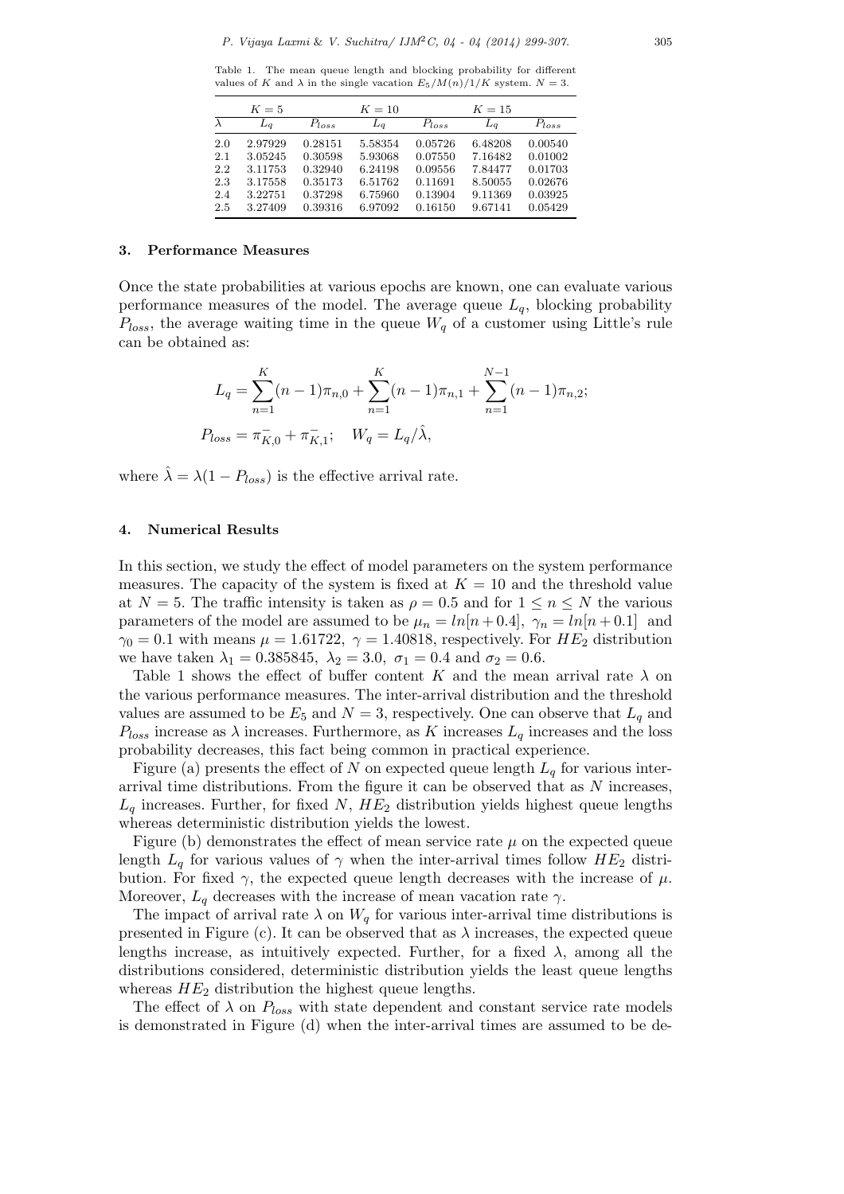Table 1. The mean queue length and blocking probability for different values of $K$ and $\lambda$ in the single vacation $E_5/M(n)/1/K$ system. $N = 3$.

| | $K = 5$ | | $K = 10$ | | $K = 15$ | |
|---|---|---|---|---|---|---|
| $\lambda$ | $L_q$ | $P_{loss}$ | $L_q$ | $P_{loss}$ | $L_q$ | $P_{loss}$ |
| 2.0 | 2.97929 | 0.28151 | 5.58354 | 0.05726 | 6.48208 | 0.00540 |
| 2.1 | 3.05245 | 0.30598 | 5.93068 | 0.07550 | 7.16482 | 0.01002 |
| 2.2 | 3.11753 | 0.32940 | 6.24198 | 0.09556 | 7.84477 | 0.01703 |
| 2.3 | 3.17558 | 0.35173 | 6.51762 | 0.11691 | 8.50055 | 0.02676 |
| 2.4 | 3.22751 | 0.37298 | 6.75960 | 0.13904 | 9.11369 | 0.03925 |
| 2.5 | 3.27409 | 0.39316 | 6.97092 | 0.16150 | 9.67141 | 0.05429 |

## 3. Performance Measures

Once the state probabilities at various epochs are known, one can evaluate various performance measures of the model. The average queue $L_q$, blocking probability $P_{loss}$, the average waiting time in the queue $W_q$ of a customer using Little's rule can be obtained as:

$$L_q = \sum_{n=1}^{K}(n-1)\pi_{n,0} + \sum_{n=1}^{K}(n-1)\pi_{n,1} + \sum_{n=1}^{N-1}(n-1)\pi_{n,2};$$

$$P_{loss} = \pi^{-}_{K,0} + \pi^{-}_{K,1}; \quad W_q = L_q/\hat{\lambda},$$

where $\hat{\lambda} = \lambda(1 - P_{loss})$ is the effective arrival rate.

## 4. Numerical Results

In this section, we study the effect of model parameters on the system performance measures. The capacity of the system is fixed at $K = 10$ and the threshold value at $N = 5$. The traffic intensity is taken as $\rho = 0.5$ and for $1 \le n \le N$ the various parameters of the model are assumed to be $\mu_n = ln[n + 0.4]$, $\gamma_n = ln[n + 0.1]$ and $\gamma_0 = 0.1$ with means $\mu = 1.61722$, $\gamma = 1.40818$, respectively. For $HE_2$ distribution we have taken $\lambda_1 = 0.385845$, $\lambda_2 = 3.0$, $\sigma_1 = 0.4$ and $\sigma_2 = 0.6$.

Table 1 shows the effect of buffer content $K$ and the mean arrival rate $\lambda$ on the various performance measures. The inter-arrival distribution and the threshold values are assumed to be $E_5$ and $N = 3$, respectively. One can observe that $L_q$ and $P_{loss}$ increase as $\lambda$ increases. Furthermore, as $K$ increases $L_q$ increases and the loss probability decreases, this fact being common in practical experience.

Figure (a) presents the effect of $N$ on expected queue length $L_q$ for various inter-arrival time distributions. From the figure it can be observed that as $N$ increases, $L_q$ increases. Further, for fixed $N$, $HE_2$ distribution yields highest queue lengths whereas deterministic distribution yields the lowest.

Figure (b) demonstrates the effect of mean service rate $\mu$ on the expected queue length $L_q$ for various values of $\gamma$ when the inter-arrival times follow $HE_2$ distribution. For fixed $\gamma$, the expected queue length decreases with the increase of $\mu$. Moreover, $L_q$ decreases with the increase of mean vacation rate $\gamma$.

The impact of arrival rate $\lambda$ on $W_q$ for various inter-arrival time distributions is presented in Figure (c). It can be observed that as $\lambda$ increases, the expected queue lengths increase, as intuitively expected. Further, for a fixed $\lambda$, among all the distributions considered, deterministic distribution yields the least queue lengths whereas $HE_2$ distribution the highest queue lengths.

The effect of $\lambda$ on $P_{loss}$ with state dependent and constant service rate models is demonstrated in Figure (d) when the inter-arrival times are assumed to be de-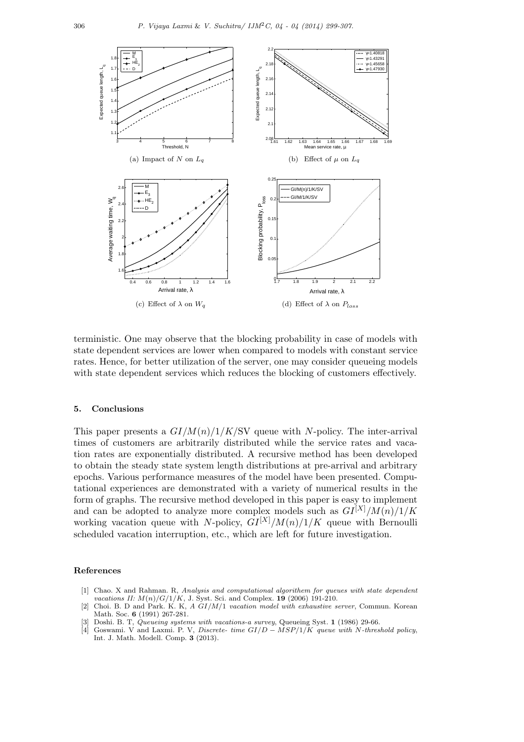(a) Impact of $N$ on $L_q$

(b) Effect of $\mu$ on $L_q$

(c) Effect of $\lambda$ on $W_q$

(d) Effect of $\lambda$ on $P_{loss}$

terministic. One may observe that the blocking probability in case of models with state dependent services are lower when compared to models with constant service rates. Hence, for better utilization of the server, one may consider queueing models with state dependent services which reduces the blocking of customers effectively.

## 5. Conclusions

This paper presents a $GI/M(n)/1/K$/SV queue with $N$-policy. The inter-arrival times of customers are arbitrarily distributed while the service rates and vacation rates are exponentially distributed. A recursive method has been developed to obtain the steady state system length distributions at pre-arrival and arbitrary epochs. Various performance measures of the model have been presented. Computational experiences are demonstrated with a variety of numerical results in the form of graphs. The recursive method developed in this paper is easy to implement and can be adopted to analyze more complex models such as $GI^{[X]}/M(n)/1/K$ working vacation queue with $N$-policy, $GI^{[X]}/M(n)/1/K$ queue with Bernoulli scheduled vacation interruption, etc., which are left for future investigation.

## References

[1] Chao. X and Rahman. R, *Analysis and computational algorithem for queues with state dependent vacations II: $M(n)/G/1/K$*, J. Syst. Sci. and Complex. **19** (2006) 191-210.

[2] Choi. B. D and Park. K. K, *A $GI/M/1$ vacation model with exhaustive server*, Commun. Korean Math. Soc. **6** (1991) 267-281.

[3] Doshi. B. T, *Queueing systems with vacations-a survey*, Queueing Syst. **1** (1986) 29-66.

[4] Goswami. V and Laxmi. P. V, *Discrete- time $GI/D-MSP/1/K$ queue with $N$-threshold policy*, Int. J. Math. Modell. Comp. **3** (2013).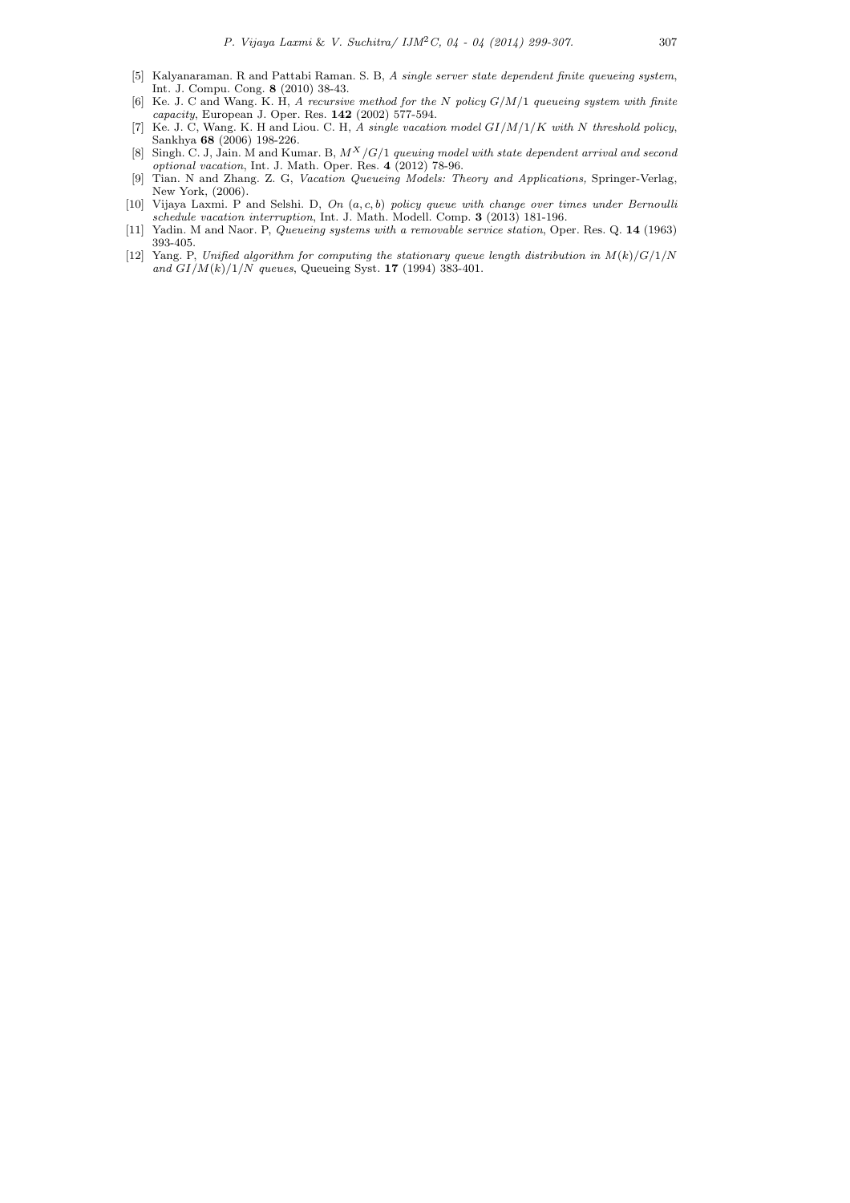[5] Kalyanaraman. R and Pattabi Raman. S. B, *A single server state dependent finite queueing system*, Int. J. Compu. Cong. **8** (2010) 38-43.

[6] Ke. J. C and Wang. K. H, *A recursive method for the N policy $G/M/1$ queueing system with finite capacity*, European J. Oper. Res. **142** (2002) 577-594.

[7] Ke. J. C, Wang. K. H and Liou. C. H, *A single vacation model $GI/M/1/K$ with N threshold policy*, Sankhya **68** (2006) 198-226.

[8] Singh. C. J, Jain. M and Kumar. B, *$M^X/G/1$ queuing model with state dependent arrival and second optional vacation*, Int. J. Math. Oper. Res. **4** (2012) 78-96.

[9] Tian. N and Zhang. Z. G, *Vacation Queueing Models: Theory and Applications,* Springer-Verlag, New York, (2006).

[10] Vijaya Laxmi. P and Selshi. D, *On $(a, c, b)$ policy queue with change over times under Bernoulli schedule vacation interruption*, Int. J. Math. Modell. Comp. **3** (2013) 181-196.

[11] Yadin. M and Naor. P, *Queueing systems with a removable service station*, Oper. Res. Q. **14** (1963) 393-405.

[12] Yang. P, *Unified algorithm for computing the stationary queue length distribution in $M(k)/G/1/N$ and $GI/M(k)/1/N$ queues*, Queueing Syst. **17** (1994) 383-401.